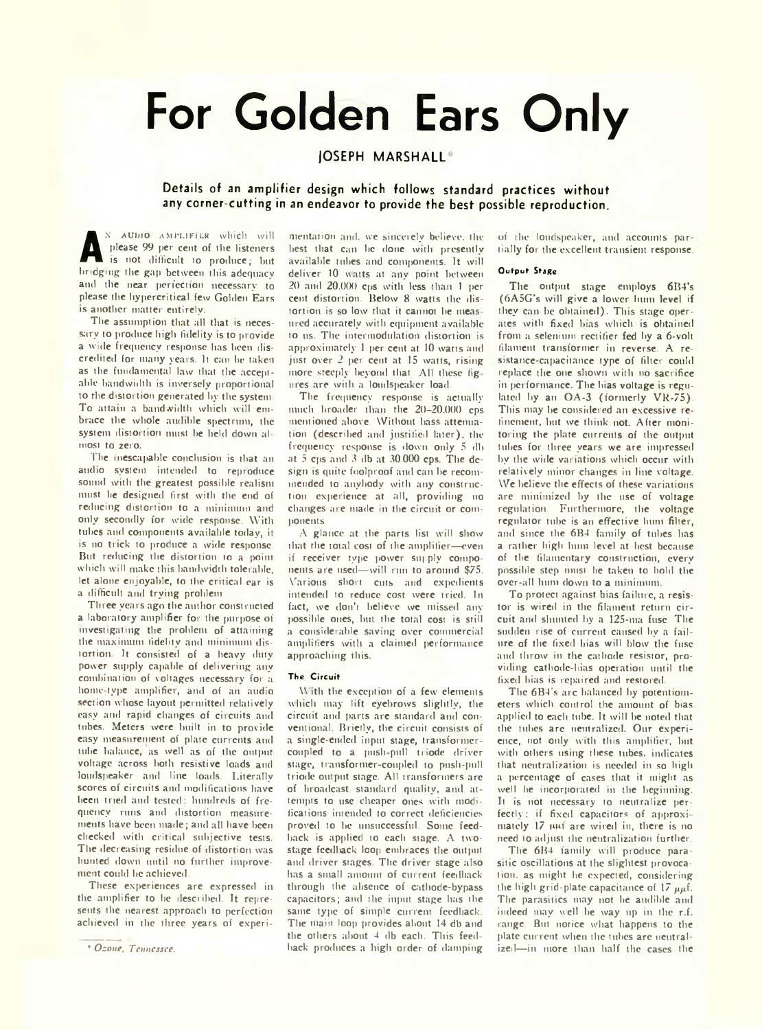# For Golden Ears Only

JOSEPH MARSHALL*

**Details of an amplifier design which follows standard practices without any corner-cutting in an endeavor to provide the best possible reproduction.**

An audio amplifier which will please 99 per cent of the listeners is not difficult to produce; but bridging the gap between this adequacy and the near perfection necessary to please the hypercritical few Golden Ears is another matter entirely.

The assumption that all that is necessary to produce high fidelity is to provide a wide frequency response has been discredited for many years. It can be taken as the fundamental law that the acceptable bandwidth is inversely proportional to the distortion generated by the system. To attain a bandwidth which will embrace the whole audible spectrum, the system distortion must be held down almost to zero.

The inescapable conclusion is that an audio system intended to reproduce sound with the greatest possible realism must be designed first with the end of reducing distortion to a minimum and only secondly for wide response. With tubes and components available today, it is no trick to produce a wide response. But reducing the distortion to a point which will make this bandwidth tolerable, let alone enjoyable, to the critical ear is a difficult and trying problem.

Three years ago the author constructed a laboratory amplifier for the purpose of investigating the problem of attaining the maximum fidelity and minimum distortion. It consisted of a heavy duty power supply capable of delivering any combination of voltages necessary for a home-type amplifier, and of an audio section whose layout permitted relatively easy and rapid changes of circuits and tubes. Meters were built in to provide easy measurement of plate currents and tube balance, as well as of the output voltage across both resistive loads and loudspeaker and line loads. Literally scores of circuits and modifications have been tried and tested; hundreds of frequency runs and distortion measurements have been made; and all have been checked with critical subjective tests. The decreasing residue of distortion was hunted down until no further improvement could be achieved.

These experiences are expressed in the amplifier to be described. It represents the nearest approach to perfection achieved in the three years of experimentation and, we sincerely believe, the best that can be done with presently available tubes and components. It will deliver 10 watts at any point between 20 and 20,000 cps with less than 1 per cent distortion. Below 8 watts the distortion is so low that it cannot be measured accurately with equipment available to us. The intermodulation distortion is approximately 1 per cent at 10 watts and just over 2 per cent at 15 watts, rising more steeply beyond that. All these figures are with a loudspeaker load.

The frequency response is actually much broader than the 20–20,000 cps mentioned above. Without bass attenuation (described and justified later), the frequency response is down only 5 db at 5 cps and 3 db at 30,000 cps. The design is quite foolproof and can be recommended to anybody with any construction experience at all, providing no changes are made in the circuit or components.

A glance at the parts list will show that the total cost of the amplifier—even if receiver type power supply components are used—will run to around \$75. Various short cuts and expedients intended to reduce cost were tried. In fact, we don't believe we missed any possible ones, but the total cost is still a considerable saving over commercial amplifiers with a claimed performance approaching this.

### The Circuit

With the exception of a few elements which may lift eyebrows slightly, the circuit and parts are standard and conventional. Briefly, the circuit consists of a single-ended input stage, transformer-coupled to a push-pull triode driver stage, transformer-coupled to push-pull triode output stage. All transformers are of broadcast standard quality, and attempts to use cheaper ones with modifications intended to correct deficiencies proved to be unsuccessful. Some feedback is applied to each stage. A two-stage feedback loop embraces the output and driver stages. The driver stage also has a small amount of current feedback through the absence of cathode-bypass capacitors; and the input stage has the same type of simple current feedback. The main loop provides about 14 db and the others about 4 db each. This feedback produces a high order of damping of the loudspeaker, and accounts partially for the excellent transient response.

### Output Stage

The output stage employs 6B4's (6A5G's will give a lower hum level if they can be obtained). This stage operates with fixed bias which is obtained from a selenium rectifier fed by a 6-volt filament transformer in reverse. A resistance-capacitance type of filter could replace the one shown with no sacrifice in performance. The bias voltage is regulated by an OA-3 (formerly VR-75). This may be considered an excessive refinement, but we think not. After monitoring the plate currents of the output tubes for three years we are impressed by the wide variations which occur with relatively minor changes in line voltage. We believe the effects of these variations are minimized by the use of voltage regulation. Furthermore, the voltage regulator tube is an effective hum filter, and since the 6B4 family of tubes has a rather high hum level at best because of the filamentary construction, every possible step must be taken to hold the over-all hum down to a minimum.

To protect against bias failure, a resistor is wired in the filament return circuit and shunted by a 125-ma fuse. The sudden rise of current caused by a failure of the fixed bias will blow the fuse and throw in the cathode resistor, providing cathode-bias operation until the fixed bias is repaired and restored.

The 6B4's are balanced by potentiometers which control the amount of bias applied to each tube. It will be noted that the tubes are neutralized. Our experience, not only with this amplifier, but with others using these tubes, indicates that neutralization is needed in so high a percentage of cases that it might as well be incorporated in the beginning. It is not necessary to neutralize perfectly; if fixed capacitors of approximately 17 $\mu\mu f$ are wired in, there is no need to adjust the neutralization further.

The 6B4 family will produce parasitic oscillations at the slightest provocation, as might be expected, considering the high grid-plate capacitance of 17 $\mu\mu f$. The parasitics may not be audible and indeed may well be way up in the r.f. range. But notice what happens to the plate current when the tubes are neutralized—in more than half the cases the

\* *Ozone, Tennessee.*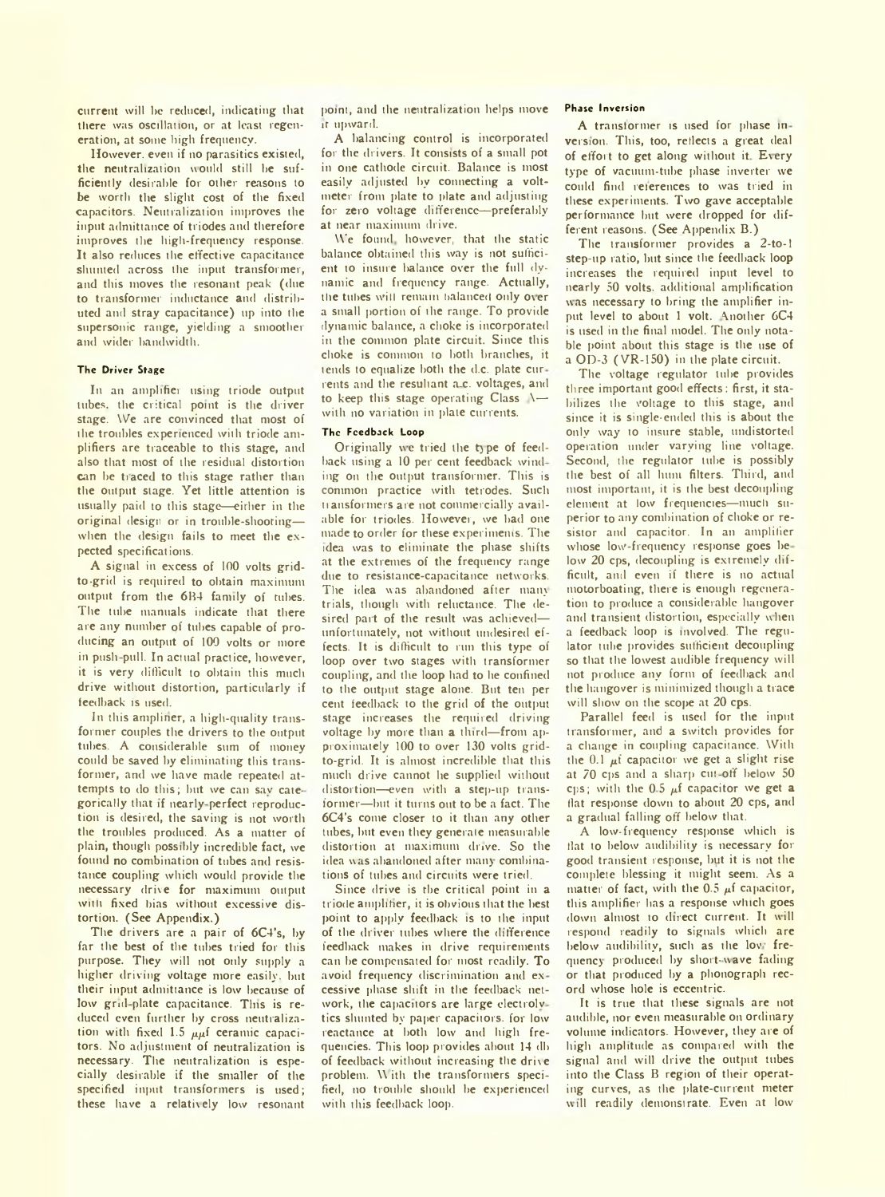current will be reduced, indicating that there was oscillation, or at least regeneration, at some high frequency.

However, even if no parasitics existed, the neutralization would still be sufficiently desirable for other reasons to be worth the slight cost of the fixed capacitors. Neutralization improves the input admittance of triodes and therefore improves the high-frequency response. It also reduces the effective capacitance shunted across the input transformer, and this moves the resonant peak (due to transformer inductance and distributed and stray capacitance) up into the supersonic range, yielding a smoother and wider bandwidth.

### The Driver Stage

In an amplifier using triode output tubes, the critical point is the driver stage. We are convinced that most of the troubles experienced with triode amplifiers are traceable to this stage, and also that most of the residual distortion can be traced to this stage rather than the output stage. Yet little attention is usually paid to this stage—either in the original design or in trouble-shooting—when the design fails to meet the expected specifications.

A signal in excess of 100 volts grid-to-grid is required to obtain maximum output from the 6B4 family of tubes. The tube manuals indicate that there are any number of tubes capable of producing an output of 100 volts or more in push-pull. In actual practice, however, it is very difficult to obtain this much drive without distortion, particularly if feedback is used.

In this amplifier, a high-quality transformer couples the drivers to the output tubes. A considerable sum of money could be saved by eliminating this transformer, and we have made repeated attempts to do this; but we can say categorically that if nearly-perfect reproduction is desired, the saving is not worth the troubles produced. As a matter of plain, though possibly incredible fact, we found no combination of tubes and resistance coupling which would provide the necessary drive for maximum output with fixed bias without excessive distortion. (See Appendix.)

The drivers are a pair of 6C4's, by far the best of the tubes tried for this purpose. They will not only supply a higher driving voltage more easily, but their input admittance is low because of low grid-plate capacitance. This is reduced even further by cross neutralization with fixed 1.5 $\mu\mu$f ceramic capacitors. No adjustment of neutralization is necessary. The neutralization is especially desirable if the smaller of the specified input transformers is used; these have a relatively low resonant point, and the neutralization helps move it upward.

A balancing control is incorporated for the drivers. It consists of a small pot in one cathode circuit. Balance is most easily adjusted by connecting a voltmeter from plate to plate and adjusting for zero voltage difference—preferably at near maximum drive.

We found, however, that the static balance obtained this way is not sufficient to insure balance over the full dynamic and frequency range. Actually, the tubes will remain balanced only over a small portion of the range. To provide dynamic balance, a choke is incorporated in the common plate circuit. Since this choke is common to both branches, it tends to equalize both the d.c. plate currents and the resultant a.c. voltages, and to keep this stage operating Class A—with no variation in plate currents.

### The Feedback Loop

Originally we tried the type of feedback using a 10 per cent feedback winding on the output transformer. This is common practice with tetrodes. Such transformers are not commercially available for triodes. However, we had one made to order for these experiments. The idea was to eliminate the phase shifts at the extremes of the frequency range due to resistance-capacitance networks. The idea was abandoned after many trials, though with reluctance. The desired part of the result was achieved—unfortunately, not without undesired effects. It is difficult to run this type of loop over two stages with transformer coupling, and the loop had to be confined to the output stage alone. But ten per cent feedback to the grid of the output stage increases the required driving voltage by more than a third—from approximately 100 to over 130 volts grid-to-grid. It is almost incredible that this much drive cannot be supplied without distortion—even with a step-up transformer—but it turns out to be a fact. The 6C4's come closer to it than any other tubes, but even they generate measurable distortion at maximum drive. So the idea was abandoned after many combinations of tubes and circuits were tried.

Since drive is the critical point in a triode amplifier, it is obvious that the best point to apply feedback is to the input of the driver tubes where the difference feedback makes in drive requirements can be compensated for most readily. To avoid frequency discrimination and excessive phase shift in the feedback network, the capacitors are large electrolytics shunted by paper capacitors, for low reactance at both low and high frequencies. This loop provides about 14 db of feedback without increasing the drive problem. With the transformers specified, no trouble should be experienced with this feedback loop.

### Phase Inversion

A transformer is used for phase inversion. This, too, reflects a great deal of effort to get along without it. Every type of vacuum-tube phase inverter we could find references to was tried in these experiments. Two gave acceptable performance but were dropped for different reasons. (See Appendix B.)

The transformer provides a 2-to-1 step-up ratio, but since the feedback loop increases the required input level to nearly 50 volts, additional amplification was necessary to bring the amplifier input level to about 1 volt. Another 6C4 is used in the final model. The only notable point about this stage is the use of a OD-3 (VR-150) in the plate circuit.

The voltage regulator tube provides three important good effects: first, it stabilizes the voltage to this stage, and since it is single-ended this is about the only way to insure stable, undistorted operation under varying line voltage. Second, the regulator tube is possibly the best of all hum filters. Third, and most important, it is the best decoupling element at low frequencies—much superior to any combination of choke or resistor and capacitor. In an amplifier whose low-frequency response goes below 20 cps, decoupling is extremely difficult, and even if there is no actual motorboating, there is enough regeneration to produce a considerable hangover and transient distortion, especially when a feedback loop is involved. The regulator tube provides sufficient decoupling so that the lowest audible frequency will not produce any form of feedback and the hangover is minimized though a trace will show on the scope at 20 cps.

Parallel feed is used for the input transformer, and a switch provides for a change in coupling capacitance. With the 0.1 $\mu$f capacitor we get a slight rise at 70 cps and a sharp cut-off below 50 cps; with the 0.5 $\mu$f capacitor we get a flat response down to about 20 cps, and a gradual falling off below that.

A low-frequency response which is flat to below audibility is necessary for good transient response, but it is not the complete blessing it might seem. As a matter of fact, with the 0.5 $\mu$f capacitor, this amplifier has a response which goes down almost to direct current. It will respond readily to signals which are below audibility, such as the low frequency produced by short-wave fading or that produced by a phonograph record whose hole is eccentric.

It is true that these signals are not audible, nor even measurable on ordinary volume indicators. However, they are of high amplitude as compared with the signal and will drive the output tubes into the Class B region of their operating curves, as the plate-current meter will readily demonstrate. Even at low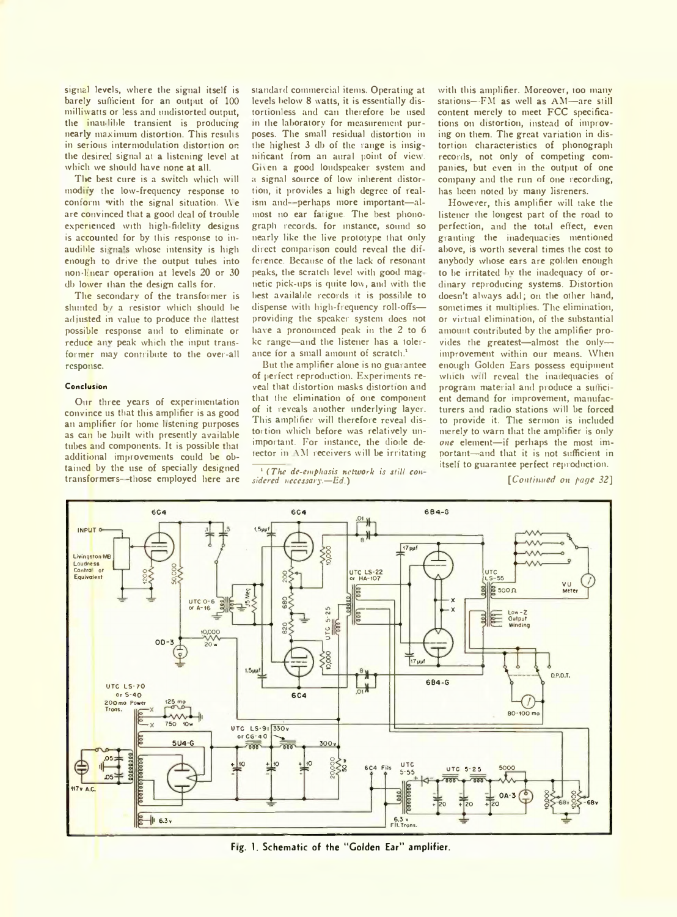signal levels, where the signal itself is barely sufficient for an output of 100 milliwatts or less and undistorted output, the inaudible transient is producing nearly maximum distortion. This results in serious intermodulation distortion on the desired signal at a listening level at which we should have none at all.

The best cure is a switch which will modify the low-frequency response to conform with the signal situation. We are convinced that a good deal of trouble experienced with high-fidelity designs is accounted for by this response to inaudible signals whose intensity is high enough to drive the output tubes into non-linear operation at levels 20 or 30 db lower than the design calls for.

The secondary of the transformer is shunted by a resistor which should be adjusted in value to produce the flattest possible response and to eliminate or reduce any peak which the input transformer may contribute to the over-all response.

#### Conclusion

Our three years of experimentation convince us that this amplifier is as good an amplifier for home listening purposes as can be built with presently available tubes and components. It is possible that additional improvements could be obtained by the use of specially designed transformers—those employed here are standard commercial items. Operating at levels below 8 watts, it is essentially distortionless and can therefore be used in the laboratory for measurement purposes. The small residual distortion in the highest 3 db of the range is insignificant from an aural point of view. Given a good loudspeaker system and a signal source of low inherent distortion, it provides a high degree of realism and—perhaps more important—almost no ear fatigue. The best phonograph records, for instance, sound so nearly like the live prototype that only direct comparison could reveal the difference. Because of the lack of resonant peaks, the scratch level with good magnetic pick-ups is quite low, and with the best available records it is possible to dispense with high-frequency roll-offs—providing the speaker system does not have a pronounced peak in the 2 to 6 kc range—and the listener has a tolerance for a small amount of scratch.[1]

But the amplifier alone is no guarantee of perfect reproduction. Experiments reveal that distortion masks distortion and that the elimination of one component of it reveals another underlying layer. This amplifier will therefore reveal distortion which before was relatively unimportant. For instance, the diode detector in AM receivers will be irritating with this amplifier. Moreover, too many stations—FM as well as AM—are still content merely to meet FCC specifications on distortion, instead of improving on them. The great variation in distortion characteristics of phonograph records, not only of competing companies, but even in the output of one company and the run of one recording, has been noted by many listeners.

However, this amplifier will take the listener the longest part of the road to perfection, and the total effect, even granting the inadequacies mentioned above, is worth several times the cost to anybody whose ears are golden enough to be irritated by the inadequacy of ordinary reproducing systems. Distortion doesn't always add; on the other hand, sometimes it multiplies. The elimination, or virtual elimination, of the substantial amount contributed by the amplifier provides the greatest—almost the only—improvement within our means. When enough Golden Ears possess equipment which will reveal the inadequacies of program material and produce a sufficient demand for improvement, manufacturers and radio stations will be forced to provide it. The sermon is included merely to warn that the amplifier is only *one* element—if perhaps the most important—and that it is not sufficient in itself to guarantee perfect reproduction.

[1] (*The de-emphasis network is still considered necessary.—Ed.*)

[*Continued on page 32*]

**Fig. 1. Schematic of the "Golden Ear" amplifier.**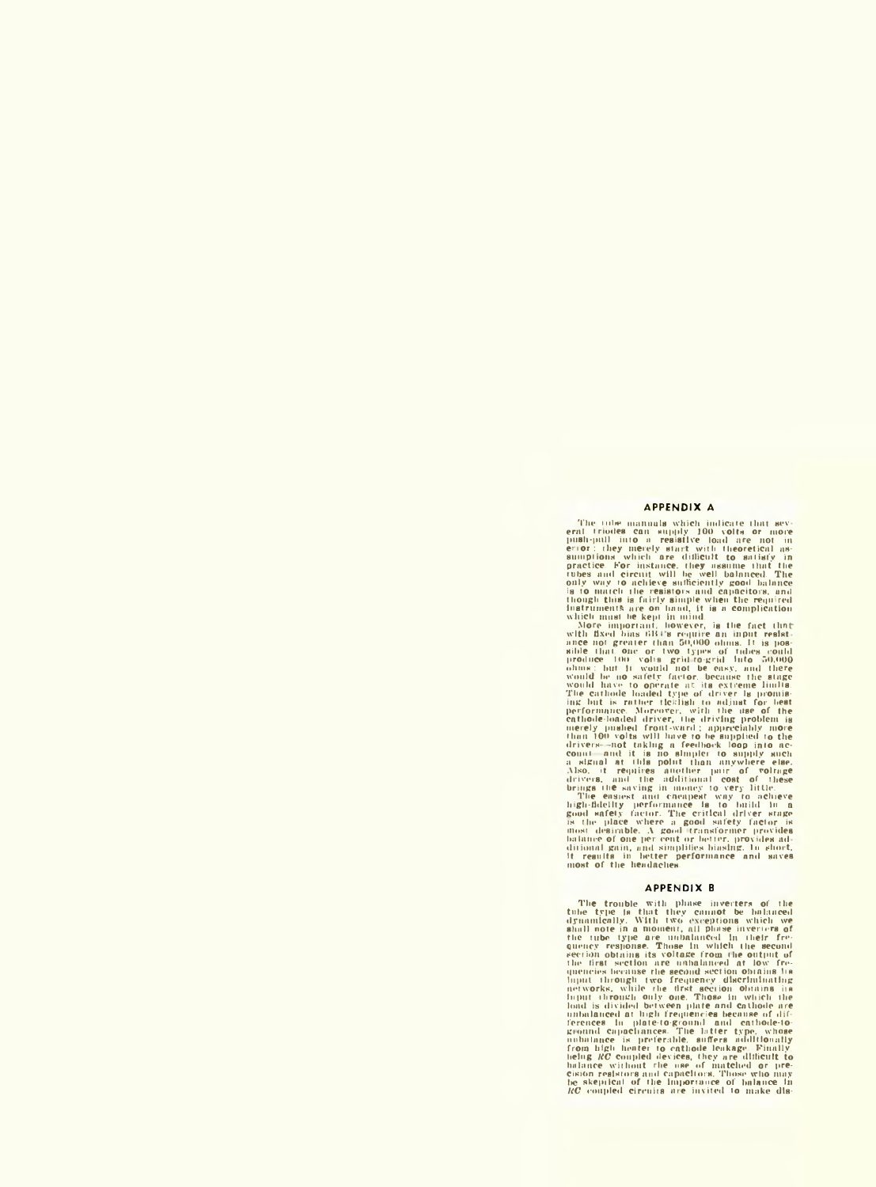## APPENDIX A

The tube manuals which indicate that several triodes can supply 100 volts or more push-pull into a resistive load are not in error; they merely start with theoretical assumptions which are difficult to satisfy in practice. For instance, they assume that the tubes and circuit will be well balanced. The only way to achieve sufficiently good balance is to match the resistors and capacitors, and though this is fairly simple when the required instruments are on hand, it is a complication which must be kept in mind.

More important, however, is the fact that with fixed bias 6B4's require an input resistance not greater than 50,000 ohms. It is possible that one or two types of tubes could produce 100 volts grid-to-grid into 50,000 ohms; but it would not be easy, and there would be no safety factor, because the stage would have to operate at its extreme limits. The cathode loaded type of driver is promising but is rather ticklish to adjust for best performance. Moreover, with the use of the cathode-loaded driver, the driving problem is merely pushed front-ward; appreciably more than 100 volts will have to be supplied to the drivers—not taking a feedback loop into account—and it is no simpler to supply such a signal at this point than anywhere else. Also, it requires another pair of voltage drivers, and the additional cost of these brings the saving in money to very little.

The easiest and cheapest way to achieve high-fidelity performance is to build in a good safety factor. The critical driver stage is the place where a good safety factor is most desirable. A good transformer provides balance of one per cent or better, provides additional gain, and simplifies biasing. In short, it results in better performance and saves most of the headaches.

## APPENDIX B

The trouble with phase inverters of the tube type is that they cannot be balanced dynamically. With two exceptions which we shall note in a moment, all phase inverters of the tube type are unbalanced in their frequency response. Those in which the second section obtains its voltage from the output of the first section are unbalanced at low frequencies because the second section obtains its input through two frequency discriminating networks, while the first section obtains its input through only one. Those in which the load is divided between plate and cathode are unbalanced at high frequencies because of differences in plate-to-ground and cathode-to-ground capacitances. The latter type, whose unbalance is preferable, suffers additionally from high heater to cathode leakage. Finally, being *RC* coupled devices, they are difficult to balance without the use of matched or precision resistors and capacitors. Those who may be skeptical of the importance of balance in *RC* coupled circuits are invited to make dis-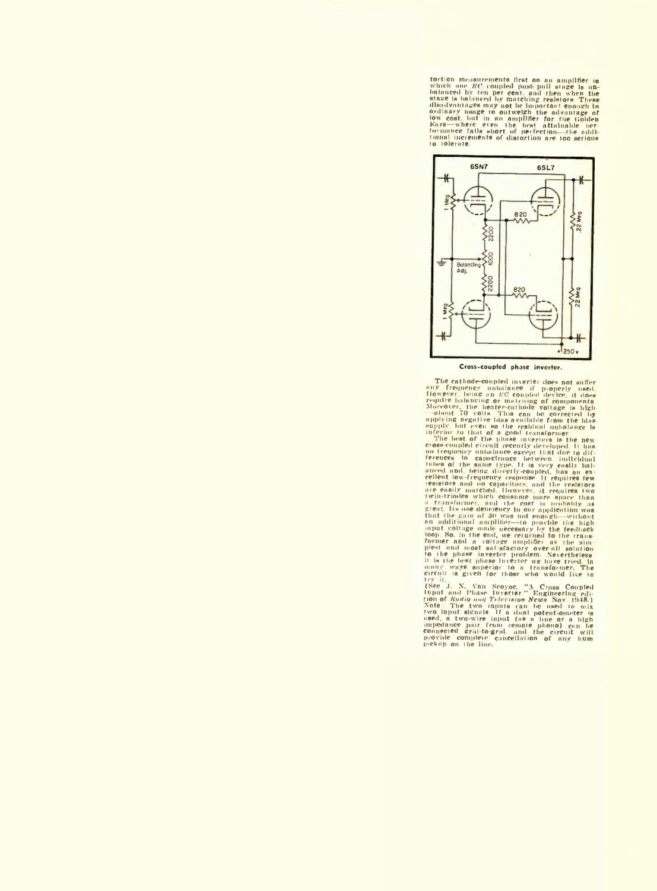tortion measurements first on an amplifier in which one *RC* coupled push pull stage is unbalanced by ten per cent, and then when the stage is balanced by matching resistors. These disadvantages may not be important enough in ordinary usage to outweigh the advantage of low cost, but in an amplifier for the Golden Ears—where even the best attainable performance falls short of perfection—the additional increments of distortion are too serious to tolerate.

6SN7

6SL7

1 Meg

820

.22 Meg

2200

1000

Balancing Adj.

2200

820

.22 Meg

1 Meg

+250 v

Cross-coupled phase inverter.

The cathode-coupled inverter does not suffer any frequency unbalance if properly used. However, being an *RC* coupled device, it does require balancing or matching of components. Moreover, the heater-cathode voltage is high—about 70 volts. This can be corrected by applying negative bias available from the bias supply, but even so the residual unbalance is inferior to that of a good transformer.

The best of the phase inverters is the new cross-coupled circuit recently developed. It has no frequency unbalance except that due to differences in capacitance between individual tubes of the same type. It is very easily balanced and, being directly-coupled, has an excellent low-frequency response. It requires few resistors and no capacitors, and the resistors are easily matched. However, it requires two twin-triodes which consume more space than a transformer, and the cost is probably as great. Its one deficiency in our application was that the gain of 30 was not enough—without an additional amplifier—to provide the high input voltage made necessary by the feedback loop. So, in the end, we returned to the transformer and a voltage amplifier as the simplest and most satisfactory over-all solution to the phase inverter problem. Nevertheless it is the best phase inverter we have tried. In many ways superior to a transformer. The circuit is given for those who would like to try it.

(See J. N. Van Scoyoc, "A Cross Coupled Input and Phase Inverter," Engineering edition of *Radio and Television News* Nov. 1948.) Note: The two inputs can be used to mix two input signals. If a dual potentiometer is used, a two-wire input (as a line or a high impedance pair from remote phono) can be connected grid-to-grid, and the circuit will provide complete cancellation of any hum pickup on the line.